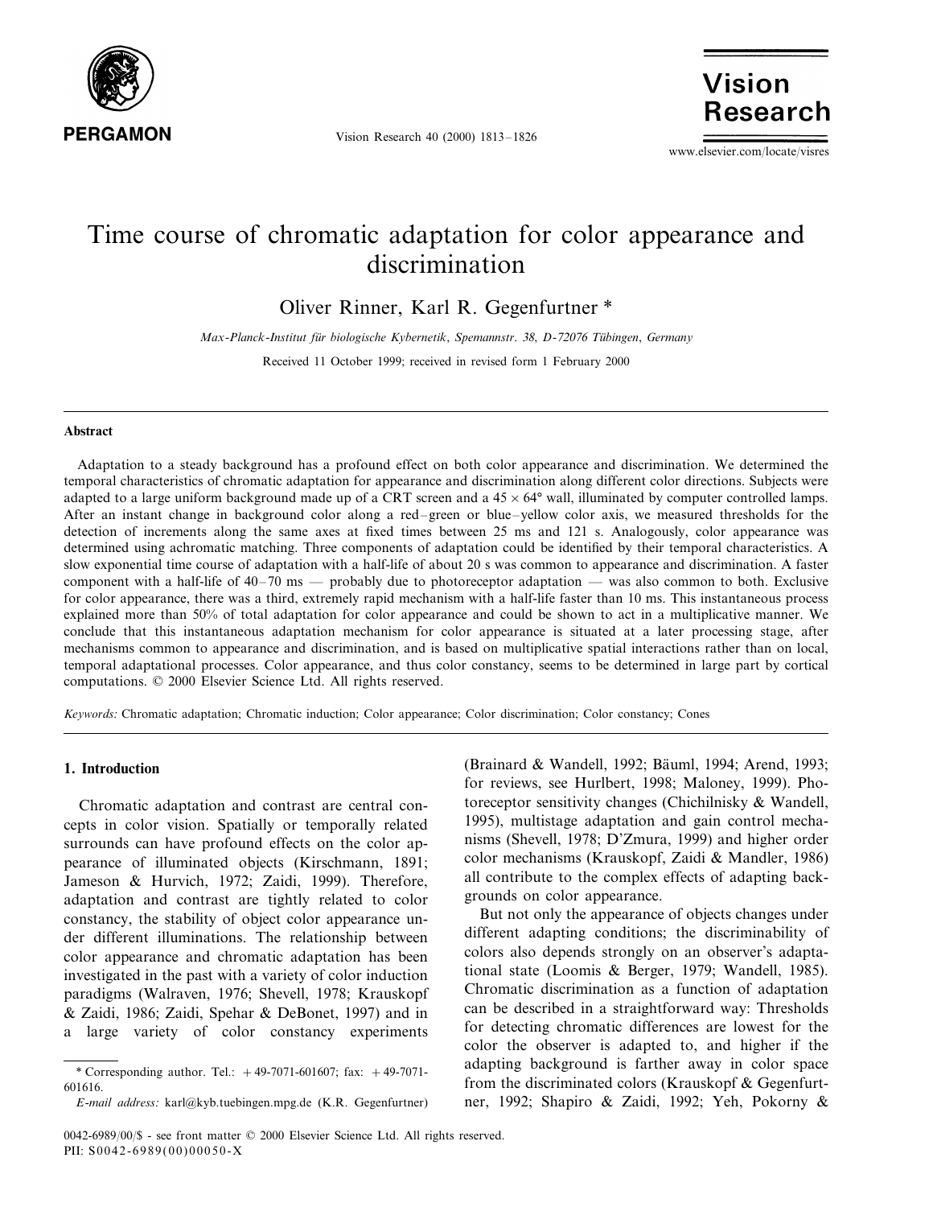# Time course of chromatic adaptation for color appearance and discrimination

Oliver Rinner, Karl R. Gegenfurtner *

*Max-Planck-Institut für biologische Kybernetik, Spemannstr. 38, D-72076 Tübingen, Germany*

Received 11 October 1999; received in revised form 1 February 2000

## Abstract

Adaptation to a steady background has a profound effect on both color appearance and discrimination. We determined the temporal characteristics of chromatic adaptation for appearance and discrimination along different color directions. Subjects were adapted to a large uniform background made up of a CRT screen and a $45 \times 64°$ wall, illuminated by computer controlled lamps. After an instant change in background color along a red–green or blue–yellow color axis, we measured thresholds for the detection of increments along the same axes at fixed times between 25 ms and 121 s. Analogously, color appearance was determined using achromatic matching. Three components of adaptation could be identified by their temporal characteristics. A slow exponential time course of adaptation with a half-life of about 20 s was common to appearance and discrimination. A faster component with a half-life of 40–70 ms — probably due to photoreceptor adaptation — was also common to both. Exclusive for color appearance, there was a third, extremely rapid mechanism with a half-life faster than 10 ms. This instantaneous process explained more than 50% of total adaptation for color appearance and could be shown to act in a multiplicative manner. We conclude that this instantaneous adaptation mechanism for color appearance is situated at a later processing stage, after mechanisms common to appearance and discrimination, and is based on multiplicative spatial interactions rather than on local, temporal adaptational processes. Color appearance, and thus color constancy, seems to be determined in large part by cortical computations. © 2000 Elsevier Science Ltd. All rights reserved.

*Keywords:* Chromatic adaptation; Chromatic induction; Color appearance; Color discrimination; Color constancy; Cones

## 1. Introduction

Chromatic adaptation and contrast are central concepts in color vision. Spatially or temporally related surrounds can have profound effects on the color appearance of illuminated objects (Kirschmann, 1891; Jameson & Hurvich, 1972; Zaidi, 1999). Therefore, adaptation and contrast are tightly related to color constancy, the stability of object color appearance under different illuminations. The relationship between color appearance and chromatic adaptation has been investigated in the past with a variety of color induction paradigms (Walraven, 1976; Shevell, 1978; Krauskopf & Zaidi, 1986; Zaidi, Spehar & DeBonet, 1997) and in a large variety of color constancy experiments (Brainard & Wandell, 1992; Bäuml, 1994; Arend, 1993; for reviews, see Hurlbert, 1998; Maloney, 1999). Photoreceptor sensitivity changes (Chichilnisky & Wandell, 1995), multistage adaptation and gain control mechanisms (Shevell, 1978; D'Zmura, 1999) and higher order color mechanisms (Krauskopf, Zaidi & Mandler, 1986) all contribute to the complex effects of adapting backgrounds on color appearance.

But not only the appearance of objects changes under different adapting conditions; the discriminability of colors also depends strongly on an observer's adaptational state (Loomis & Berger, 1979; Wandell, 1985). Chromatic discrimination as a function of adaptation can be described in a straightforward way: Thresholds for detecting chromatic differences are lowest for the color the observer is adapted to, and higher if the adapting background is farther away in color space from the discriminated colors (Krauskopf & Gegenfurtner, 1992; Shapiro & Zaidi, 1992; Yeh, Pokorny &

\* Corresponding author. Tel.: +49-7071-601607; fax: +49-7071-601616.

*E-mail address:* karl@kyb.tuebingen.mpg.de (K.R. Gegenfurtner)

0042-6989/00/$ - see front matter © 2000 Elsevier Science Ltd. All rights reserved.
PII: S0042-6989(00)00050-X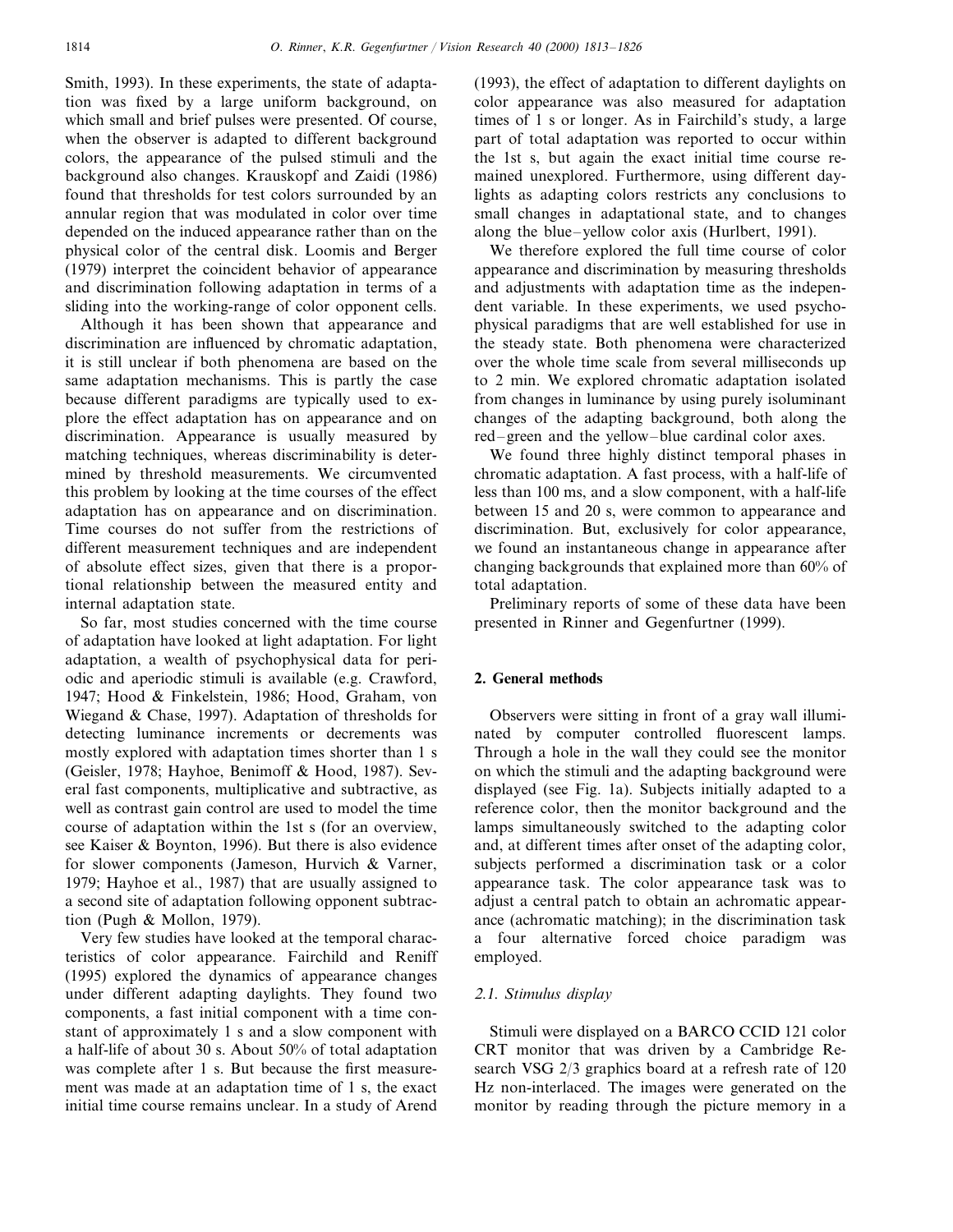Smith, 1993). In these experiments, the state of adaptation was fixed by a large uniform background, on which small and brief pulses were presented. Of course, when the observer is adapted to different background colors, the appearance of the pulsed stimuli and the background also changes. Krauskopf and Zaidi (1986) found that thresholds for test colors surrounded by an annular region that was modulated in color over time depended on the induced appearance rather than on the physical color of the central disk. Loomis and Berger (1979) interpret the coincident behavior of appearance and discrimination following adaptation in terms of a sliding into the working-range of color opponent cells.

Although it has been shown that appearance and discrimination are influenced by chromatic adaptation, it is still unclear if both phenomena are based on the same adaptation mechanisms. This is partly the case because different paradigms are typically used to explore the effect adaptation has on appearance and on discrimination. Appearance is usually measured by matching techniques, whereas discriminability is determined by threshold measurements. We circumvented this problem by looking at the time courses of the effect adaptation has on appearance and on discrimination. Time courses do not suffer from the restrictions of different measurement techniques and are independent of absolute effect sizes, given that there is a proportional relationship between the measured entity and internal adaptation state.

So far, most studies concerned with the time course of adaptation have looked at light adaptation. For light adaptation, a wealth of psychophysical data for periodic and aperiodic stimuli is available (e.g. Crawford, 1947; Hood & Finkelstein, 1986; Hood, Graham, von Wiegand & Chase, 1997). Adaptation of thresholds for detecting luminance increments or decrements was mostly explored with adaptation times shorter than 1 s (Geisler, 1978; Hayhoe, Benimoff & Hood, 1987). Several fast components, multiplicative and subtractive, as well as contrast gain control are used to model the time course of adaptation within the 1st s (for an overview, see Kaiser & Boynton, 1996). But there is also evidence for slower components (Jameson, Hurvich & Varner, 1979; Hayhoe et al., 1987) that are usually assigned to a second site of adaptation following opponent subtraction (Pugh & Mollon, 1979).

Very few studies have looked at the temporal characteristics of color appearance. Fairchild and Reniff (1995) explored the dynamics of appearance changes under different adapting daylights. They found two components, a fast initial component with a time constant of approximately 1 s and a slow component with a half-life of about 30 s. About 50% of total adaptation was complete after 1 s. But because the first measurement was made at an adaptation time of 1 s, the exact initial time course remains unclear. In a study of Arend (1993), the effect of adaptation to different daylights on color appearance was also measured for adaptation times of 1 s or longer. As in Fairchild's study, a large part of total adaptation was reported to occur within the 1st s, but again the exact initial time course remained unexplored. Furthermore, using different daylights as adapting colors restricts any conclusions to small changes in adaptational state, and to changes along the blue–yellow color axis (Hurlbert, 1991).

We therefore explored the full time course of color appearance and discrimination by measuring thresholds and adjustments with adaptation time as the independent variable. In these experiments, we used psychophysical paradigms that are well established for use in the steady state. Both phenomena were characterized over the whole time scale from several milliseconds up to 2 min. We explored chromatic adaptation isolated from changes in luminance by using purely isoluminant changes of the adapting background, both along the red–green and the yellow–blue cardinal color axes.

We found three highly distinct temporal phases in chromatic adaptation. A fast process, with a half-life of less than 100 ms, and a slow component, with a half-life between 15 and 20 s, were common to appearance and discrimination. But, exclusively for color appearance, we found an instantaneous change in appearance after changing backgrounds that explained more than 60% of total adaptation.

Preliminary reports of some of these data have been presented in Rinner and Gegenfurtner (1999).

## 2. General methods

Observers were sitting in front of a gray wall illuminated by computer controlled fluorescent lamps. Through a hole in the wall they could see the monitor on which the stimuli and the adapting background were displayed (see Fig. 1a). Subjects initially adapted to a reference color, then the monitor background and the lamps simultaneously switched to the adapting color and, at different times after onset of the adapting color, subjects performed a discrimination task or a color appearance task. The color appearance task was to adjust a central patch to obtain an achromatic appearance (achromatic matching); in the discrimination task a four alternative forced choice paradigm was employed.

### 2.1. Stimulus display

Stimuli were displayed on a BARCO CCID 121 color CRT monitor that was driven by a Cambridge Research VSG 2/3 graphics board at a refresh rate of 120 Hz non-interlaced. The images were generated on the monitor by reading through the picture memory in a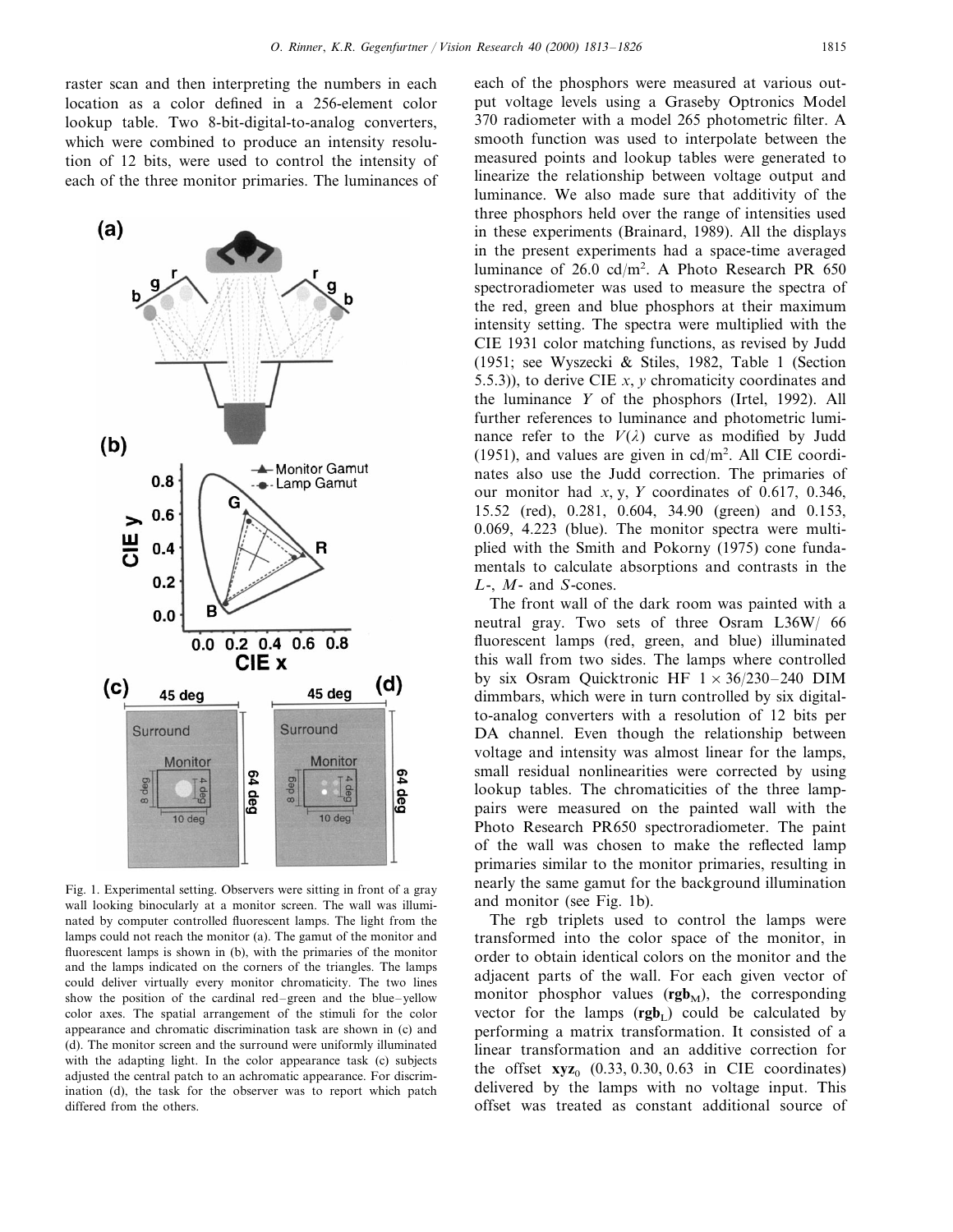raster scan and then interpreting the numbers in each location as a color defined in a 256-element color lookup table. Two 8-bit-digital-to-analog converters, which were combined to produce an intensity resolution of 12 bits, were used to control the intensity of each of the three monitor primaries. The luminances of each of the phosphors were measured at various output voltage levels using a Graseby Optronics Model 370 radiometer with a model 265 photometric filter. A smooth function was used to interpolate between the measured points and lookup tables were generated to linearize the relationship between voltage output and luminance. We also made sure that additivity of the three phosphors held over the range of intensities used in these experiments (Brainard, 1989). All the displays in the present experiments had a space-time averaged luminance of 26.0 cd/m$^2$. A Photo Research PR 650 spectroradiometer was used to measure the spectra of the red, green and blue phosphors at their maximum intensity setting. The spectra were multiplied with the CIE 1931 color matching functions, as revised by Judd (1951; see Wyszecki & Stiles, 1982, Table 1 (Section 5.5.3)), to derive CIE $x$, $y$ chromaticity coordinates and the luminance $Y$ of the phosphors (Irtel, 1992). All further references to luminance and photometric luminance refer to the $V(\lambda)$ curve as modified by Judd (1951), and values are given in cd/m$^2$. All CIE coordinates also use the Judd correction. The primaries of our monitor had $x$, y, $Y$ coordinates of 0.617, 0.346, 15.52 (red), 0.281, 0.604, 34.90 (green) and 0.153, 0.069, 4.223 (blue). The monitor spectra were multiplied with the Smith and Pokorny (1975) cone fundamentals to calculate absorptions and contrasts in the $L$-, $M$- and $S$-cones.

Fig. 1. Experimental setting. Observers were sitting in front of a gray wall looking binocularly at a monitor screen. The wall was illuminated by computer controlled fluorescent lamps. The light from the lamps could not reach the monitor (a). The gamut of the monitor and fluorescent lamps is shown in (b), with the primaries of the monitor and the lamps indicated on the corners of the triangles. The lamps could deliver virtually every monitor chromaticity. The two lines show the position of the cardinal red–green and the blue–yellow color axes. The spatial arrangement of the stimuli for the color appearance and chromatic discrimination task are shown in (c) and (d). The monitor screen and the surround were uniformly illuminated with the adapting light. In the color appearance task (c) subjects adjusted the central patch to an achromatic appearance. For discrimination (d), the task for the observer was to report which patch differed from the others.

The front wall of the dark room was painted with a neutral gray. Two sets of three Osram L36W/ 66 fluorescent lamps (red, green, and blue) illuminated this wall from two sides. The lamps where controlled by six Osram Quicktronic HF 1 × 36/230–240 DIM dimmbars, which were in turn controlled by six digital-to-analog converters with a resolution of 12 bits per DA channel. Even though the relationship between voltage and intensity was almost linear for the lamps, small residual nonlinearities were corrected by using lookup tables. The chromaticities of the three lamp-pairs were measured on the painted wall with the Photo Research PR650 spectroradiometer. The paint of the wall was chosen to make the reflected lamp primaries similar to the monitor primaries, resulting in nearly the same gamut for the background illumination and monitor (see Fig. 1b).

The rgb triplets used to control the lamps were transformed into the color space of the monitor, in order to obtain identical colors on the monitor and the adjacent parts of the wall. For each given vector of monitor phosphor values ($\mathbf{rgb}_M$), the corresponding vector for the lamps ($\mathbf{rgb}_L$) could be calculated by performing a matrix transformation. It consisted of a linear transformation and an additive correction for the offset $\mathbf{xyz}_0$ (0.33, 0.30, 0.63 in CIE coordinates) delivered by the lamps with no voltage input. This offset was treated as constant additional source of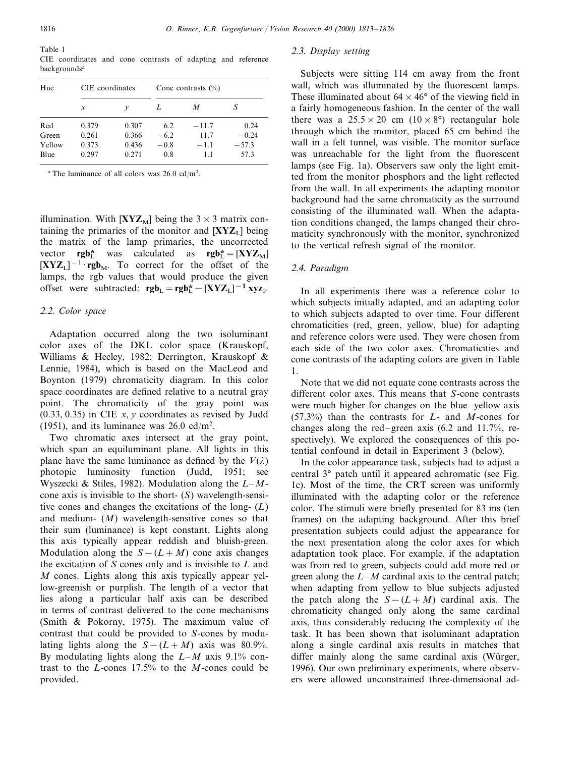Table 1
CIE coordinates and cone contrasts of adapting and reference backgrounds[a]

| Hue | CIE coordinates | | Cone contrasts (%) | | |
|---|---|---|---|---|---|
| | $x$ | $y$ | $L$ | $M$ | $S$ |
| Red | 0.379 | 0.307 | 6.2 | −11.7 | 0.24 |
| Green | 0.261 | 0.366 | −6.2 | 11.7 | −0.24 |
| Yellow | 0.373 | 0.436 | −0.8 | −1.1 | −57.3 |
| Blue | 0.297 | 0.271 | 0.8 | 1.1 | 57.3 |

[a] The luminance of all colors was 26.0 cd/m².

illumination. With $[\mathbf{XYZ_M}]$ being the 3 × 3 matrix containing the primaries of the monitor and $[\mathbf{XYZ_L}]$ being the matrix of the lamp primaries, the uncorrected vector $\mathbf{rgb}^*_\mathrm{L}$ was calculated as $\mathbf{rgb}^*_\mathrm{L} = [\mathbf{XYZ_M}][\mathbf{XYZ_L}]^{-1} \cdot \mathbf{rgb}_\mathrm{M}$. To correct for the offset of the lamps, the rgb values that would produce the given offset were subtracted: $\mathbf{rgb}_\mathrm{L} = \mathbf{rgb}^*_\mathrm{L} - [\mathbf{XYZ_L}]^{-1}\,\mathbf{xyz}_0$.

### 2.2. Color space

Adaptation occurred along the two isoluminant color axes of the DKL color space (Krauskopf, Williams & Heeley, 1982; Derrington, Krauskopf & Lennie, 1984), which is based on the MacLeod and Boynton (1979) chromaticity diagram. In this color space coordinates are defined relative to a neutral gray point. The chromaticity of the gray point was (0.33, 0.35) in CIE $x, y$ coordinates as revised by Judd (1951), and its luminance was 26.0 cd/m².

Two chromatic axes intersect at the gray point, which span an equiluminant plane. All lights in this plane have the same luminance as defined by the $V(\lambda)$ photopic luminosity function (Judd, 1951; see Wyszecki & Stiles, 1982). Modulation along the $L$–$M$-cone axis is invisible to the short- ($S$) wavelength-sensitive cones and changes the excitations of the long- ($L$) and medium- ($M$) wavelength-sensitive cones so that their sum (luminance) is kept constant. Lights along this axis typically appear reddish and bluish-green. Modulation along the $S-(L+M)$ cone axis changes the excitation of $S$ cones only and is invisible to $L$ and $M$ cones. Lights along this axis typically appear yellow-greenish or purplish. The length of a vector that lies along a particular half axis can be described in terms of contrast delivered to the cone mechanisms (Smith & Pokorny, 1975). The maximum value of contrast that could be provided to $S$-cones by modulating lights along the $S-(L+M)$ axis was 80.9%. By modulating lights along the $L$–$M$ axis 9.1% contrast to the $L$-cones 17.5% to the $M$-cones could be provided.

### 2.3. Display setting

Subjects were sitting 114 cm away from the front wall, which was illuminated by the fluorescent lamps. These illuminated about 64 × 46° of the viewing field in a fairly homogeneous fashion. In the center of the wall there was a 25.5 × 20 cm (10 × 8°) rectangular hole through which the monitor, placed 65 cm behind the wall in a felt tunnel, was visible. The monitor surface was unreachable for the light from the fluorescent lamps (see Fig. 1a). Observers saw only the light emitted from the monitor phosphors and the light reflected from the wall. In all experiments the adapting monitor background had the same chromaticity as the surround consisting of the illuminated wall. When the adaptation conditions changed, the lamps changed their chromaticity synchronously with the monitor, synchronized to the vertical refresh signal of the monitor.

### 2.4. Paradigm

In all experiments there was a reference color to which subjects initially adapted, and an adapting color to which subjects adapted to over time. Four different chromaticities (red, green, yellow, blue) for adapting and reference colors were used. They were chosen from each side of the two color axes. Chromaticities and cone contrasts of the adapting colors are given in Table 1.

Note that we did not equate cone contrasts across the different color axes. This means that $S$-cone contrasts were much higher for changes on the blue–yellow axis (57.3%) than the contrasts for $L$- and $M$-cones for changes along the red–green axis (6.2 and 11.7%, respectively). We explored the consequences of this potential confound in detail in Experiment 3 (below).

In the color appearance task, subjects had to adjust a central 3° patch until it appeared achromatic (see Fig. 1c). Most of the time, the CRT screen was uniformly illuminated with the adapting color or the reference color. The stimuli were briefly presented for 83 ms (ten frames) on the adapting background. After this brief presentation subjects could adjust the appearance for the next presentation along the color axes for which adaptation took place. For example, if the adaptation was from red to green, subjects could add more red or green along the $L$–$M$ cardinal axis to the central patch; when adapting from yellow to blue subjects adjusted the patch along the $S-(L+M)$ cardinal axis. The chromaticity changed only along the same cardinal axis, thus considerably reducing the complexity of the task. It has been shown that isoluminant adaptation along a single cardinal axis results in matches that differ mainly along the same cardinal axis (Würger, 1996). Our own preliminary experiments, where observers were allowed unconstrained three-dimensional ad-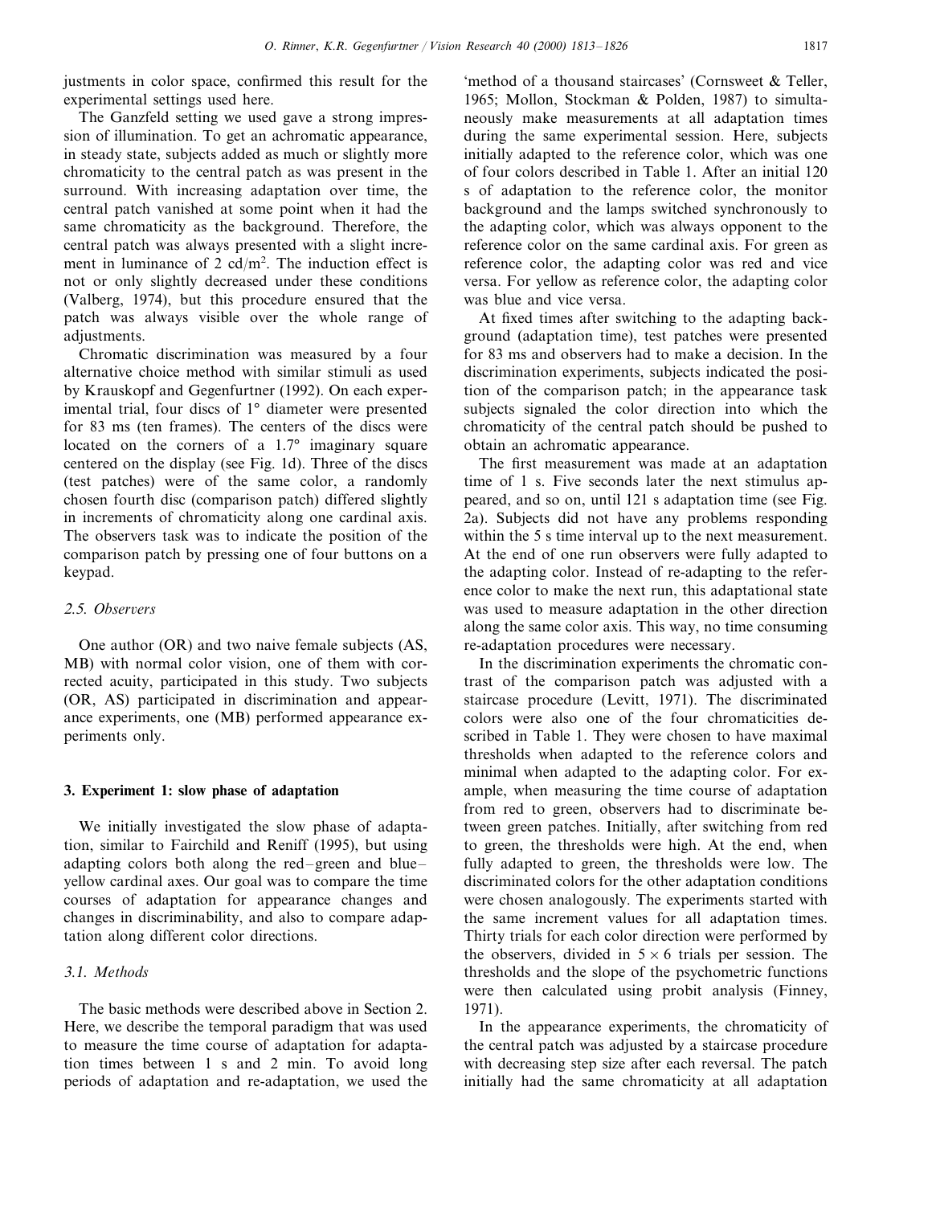justments in color space, confirmed this result for the experimental settings used here.

The Ganzfeld setting we used gave a strong impression of illumination. To get an achromatic appearance, in steady state, subjects added as much or slightly more chromaticity to the central patch as was present in the surround. With increasing adaptation over time, the central patch vanished at some point when it had the same chromaticity as the background. Therefore, the central patch was always presented with a slight increment in luminance of 2 cd/m$^2$. The induction effect is not or only slightly decreased under these conditions (Valberg, 1974), but this procedure ensured that the patch was always visible over the whole range of adjustments.

Chromatic discrimination was measured by a four alternative choice method with similar stimuli as used by Krauskopf and Gegenfurtner (1992). On each experimental trial, four discs of 1° diameter were presented for 83 ms (ten frames). The centers of the discs were located on the corners of a 1.7° imaginary square centered on the display (see Fig. 1d). Three of the discs (test patches) were of the same color, a randomly chosen fourth disc (comparison patch) differed slightly in increments of chromaticity along one cardinal axis. The observers task was to indicate the position of the comparison patch by pressing one of four buttons on a keypad.

### 2.5. Observers

One author (OR) and two naive female subjects (AS, MB) with normal color vision, one of them with corrected acuity, participated in this study. Two subjects (OR, AS) participated in discrimination and appearance experiments, one (MB) performed appearance experiments only.

## 3. Experiment 1: slow phase of adaptation

We initially investigated the slow phase of adaptation, similar to Fairchild and Reniff (1995), but using adapting colors both along the red–green and blue–yellow cardinal axes. Our goal was to compare the time courses of adaptation for appearance changes and changes in discriminability, and also to compare adaptation along different color directions.

### 3.1. Methods

The basic methods were described above in Section 2. Here, we describe the temporal paradigm that was used to measure the time course of adaptation for adaptation times between 1 s and 2 min. To avoid long periods of adaptation and re-adaptation, we used the 'method of a thousand staircases' (Cornsweet & Teller, 1965; Mollon, Stockman & Polden, 1987) to simultaneously make measurements at all adaptation times during the same experimental session. Here, subjects initially adapted to the reference color, which was one of four colors described in Table 1. After an initial 120 s of adaptation to the reference color, the monitor background and the lamps switched synchronously to the adapting color, which was always opponent to the reference color on the same cardinal axis. For green as reference color, the adapting color was red and vice versa. For yellow as reference color, the adapting color was blue and vice versa.

At fixed times after switching to the adapting background (adaptation time), test patches were presented for 83 ms and observers had to make a decision. In the discrimination experiments, subjects indicated the position of the comparison patch; in the appearance task subjects signaled the color direction into which the chromaticity of the central patch should be pushed to obtain an achromatic appearance.

The first measurement was made at an adaptation time of 1 s. Five seconds later the next stimulus appeared, and so on, until 121 s adaptation time (see Fig. 2a). Subjects did not have any problems responding within the 5 s time interval up to the next measurement. At the end of one run observers were fully adapted to the adapting color. Instead of re-adapting to the reference color to make the next run, this adaptational state was used to measure adaptation in the other direction along the same color axis. This way, no time consuming re-adaptation procedures were necessary.

In the discrimination experiments the chromatic contrast of the comparison patch was adjusted with a staircase procedure (Levitt, 1971). The discriminated colors were also one of the four chromaticities described in Table 1. They were chosen to have maximal thresholds when adapted to the reference colors and minimal when adapted to the adapting color. For example, when measuring the time course of adaptation from red to green, observers had to discriminate between green patches. Initially, after switching from red to green, the thresholds were high. At the end, when fully adapted to green, the thresholds were low. The discriminated colors for the other adaptation conditions were chosen analogously. The experiments started with the same increment values for all adaptation times. Thirty trials for each color direction were performed by the observers, divided in $5 \times 6$ trials per session. The thresholds and the slope of the psychometric functions were then calculated using probit analysis (Finney, 1971).

In the appearance experiments, the chromaticity of the central patch was adjusted by a staircase procedure with decreasing step size after each reversal. The patch initially had the same chromaticity at all adaptation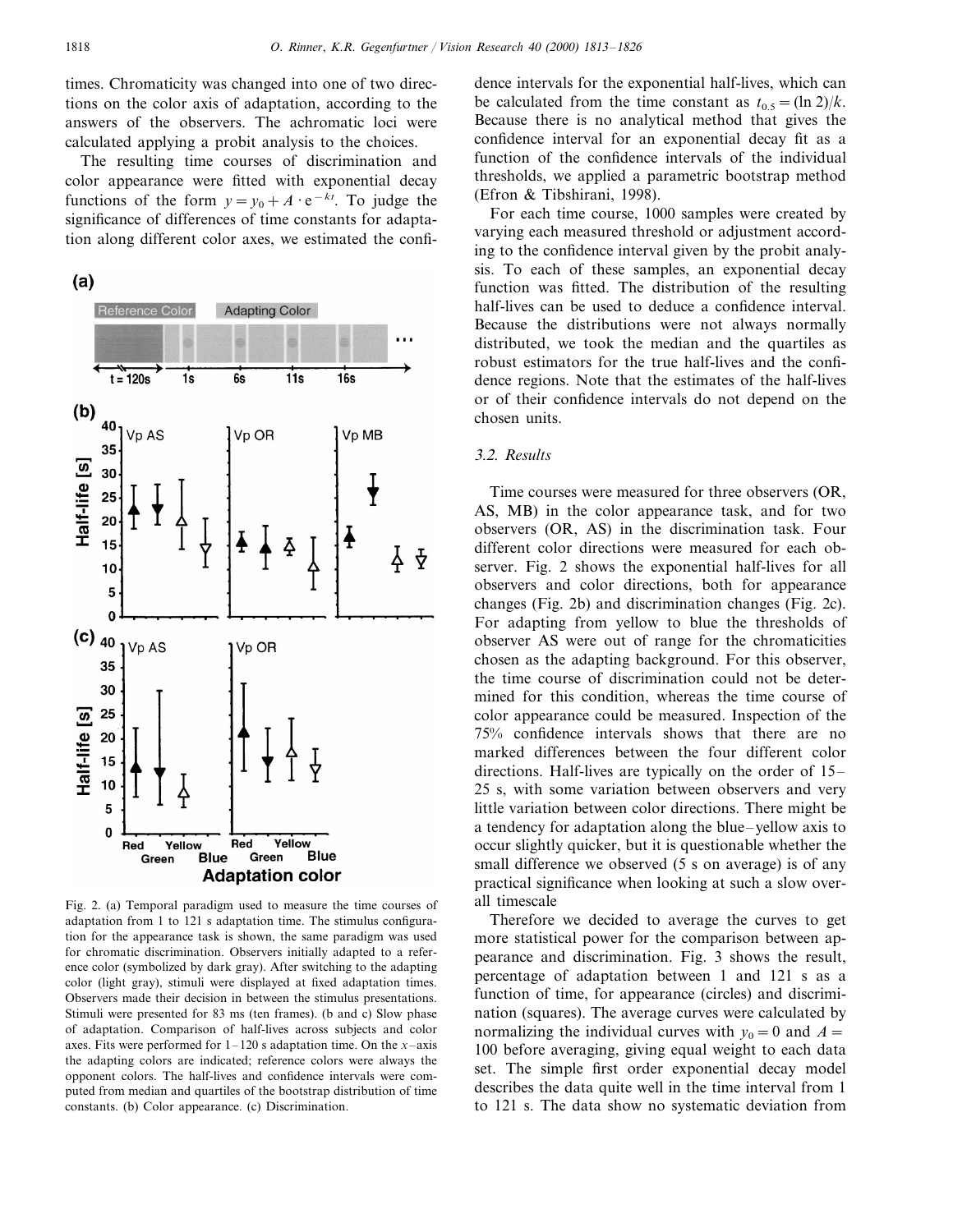times. Chromaticity was changed into one of two directions on the color axis of adaptation, according to the answers of the observers. The achromatic loci were calculated applying a probit analysis to the choices.

The resulting time courses of discrimination and color appearance were fitted with exponential decay functions of the form $y = y_0 + A \cdot e^{-kt}$. To judge the significance of differences of time constants for adaptation along different color axes, we estimated the confidence intervals for the exponential half-lives, which can be calculated from the time constant as $t_{0.5} = (\ln 2)/k$. Because there is no analytical method that gives the confidence interval for an exponential decay fit as a function of the confidence intervals of the individual thresholds, we applied a parametric bootstrap method (Efron & Tibshirani, 1998).

For each time course, 1000 samples were created by varying each measured threshold or adjustment according to the confidence interval given by the probit analysis. To each of these samples, an exponential decay function was fitted. The distribution of the resulting half-lives can be used to deduce a confidence interval. Because the distributions were not always normally distributed, we took the median and the quartiles as robust estimators for the true half-lives and the confidence regions. Note that the estimates of the half-lives or of their confidence intervals do not depend on the chosen units.

Fig. 2. (a) Temporal paradigm used to measure the time courses of adaptation from 1 to 121 s adaptation time. The stimulus configuration for the appearance task is shown, the same paradigm was used for chromatic discrimination. Observers initially adapted to a reference color (symbolized by dark gray). After switching to the adapting color (light gray), stimuli were displayed at fixed adaptation times. Observers made their decision in between the stimulus presentations. Stimuli were presented for 83 ms (ten frames). (b and c) Slow phase of adaptation. Comparison of half-lives across subjects and color axes. Fits were performed for 1–120 s adaptation time. On the *x*-axis the adapting colors are indicated; reference colors were always the opponent colors. The half-lives and confidence intervals were computed from median and quartiles of the bootstrap distribution of time constants. (b) Color appearance. (c) Discrimination.

### 3.2. Results

Time courses were measured for three observers (OR, AS, MB) in the color appearance task, and for two observers (OR, AS) in the discrimination task. Four different color directions were measured for each observer. Fig. 2 shows the exponential half-lives for all observers and color directions, both for appearance changes (Fig. 2b) and discrimination changes (Fig. 2c). For adapting from yellow to blue the thresholds of observer AS were out of range for the chromaticities chosen as the adapting background. For this observer, the time course of discrimination could not be determined for this condition, whereas the time course of color appearance could be measured. Inspection of the 75% confidence intervals shows that there are no marked differences between the four different color directions. Half-lives are typically on the order of 15–25 s, with some variation between observers and very little variation between color directions. There might be a tendency for adaptation along the blue–yellow axis to occur slightly quicker, but it is questionable whether the small difference we observed (5 s on average) is of any practical significance when looking at such a slow overall timescale

Therefore we decided to average the curves to get more statistical power for the comparison between appearance and discrimination. Fig. 3 shows the result, percentage of adaptation between 1 and 121 s as a function of time, for appearance (circles) and discrimination (squares). The average curves were calculated by normalizing the individual curves with $y_0 = 0$ and $A = 100$ before averaging, giving equal weight to each data set. The simple first order exponential decay model describes the data quite well in the time interval from 1 to 121 s. The data show no systematic deviation from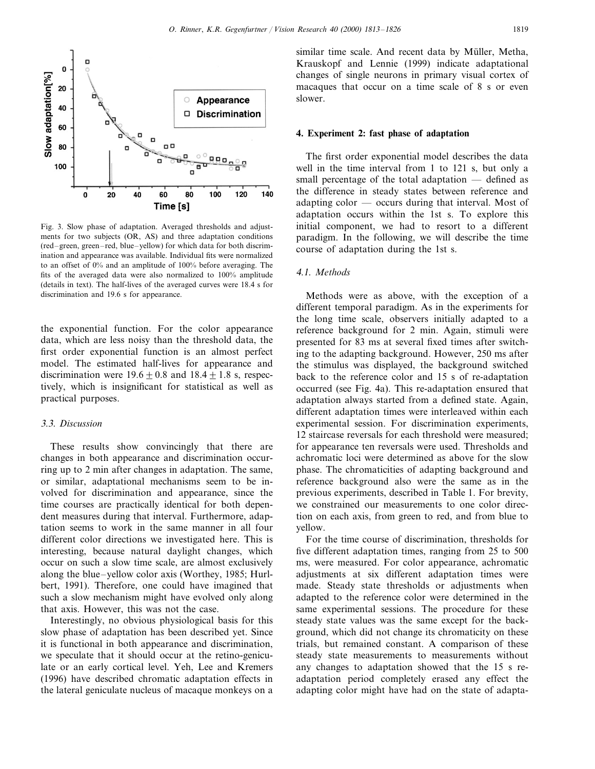Fig. 3. Slow phase of adaptation. Averaged thresholds and adjustments for two subjects (OR, AS) and three adaptation conditions (red–green, green–red, blue–yellow) for which data for both discrimination and appearance was available. Individual fits were normalized to an offset of 0% and an amplitude of 100% before averaging. The fits of the averaged data were also normalized to 100% amplitude (details in text). The half-lives of the averaged curves were 18.4 s for discrimination and 19.6 s for appearance.

the exponential function. For the color appearance data, which are less noisy than the threshold data, the first order exponential function is an almost perfect model. The estimated half-lives for appearance and discrimination were $19.6 \pm 0.8$ and $18.4 \pm 1.8$ s, respectively, which is insignificant for statistical as well as practical purposes.

### 3.3. Discussion

These results show convincingly that there are changes in both appearance and discrimination occurring up to 2 min after changes in adaptation. The same, or similar, adaptational mechanisms seem to be involved for discrimination and appearance, since the time courses are practically identical for both dependent measures during that interval. Furthermore, adaptation seems to work in the same manner in all four different color directions we investigated here. This is interesting, because natural daylight changes, which occur on such a slow time scale, are almost exclusively along the blue–yellow color axis (Worthey, 1985; Hurlbert, 1991). Therefore, one could have imagined that such a slow mechanism might have evolved only along that axis. However, this was not the case.

Interestingly, no obvious physiological basis for this slow phase of adaptation has been described yet. Since it is functional in both appearance and discrimination, we speculate that it should occur at the retino-geniculate or an early cortical level. Yeh, Lee and Kremers (1996) have described chromatic adaptation effects in the lateral geniculate nucleus of macaque monkeys on a similar time scale. And recent data by Müller, Metha, Krauskopf and Lennie (1999) indicate adaptational changes of single neurons in primary visual cortex of macaques that occur on a time scale of 8 s or even slower.

## 4. Experiment 2: fast phase of adaptation

The first order exponential model describes the data well in the time interval from 1 to 121 s, but only a small percentage of the total adaptation — defined as the difference in steady states between reference and adapting color — occurs during that interval. Most of adaptation occurs within the 1st s. To explore this initial component, we had to resort to a different paradigm. In the following, we will describe the time course of adaptation during the 1st s.

### 4.1. Methods

Methods were as above, with the exception of a different temporal paradigm. As in the experiments for the long time scale, observers initially adapted to a reference background for 2 min. Again, stimuli were presented for 83 ms at several fixed times after switching to the adapting background. However, 250 ms after the stimulus was displayed, the background switched back to the reference color and 15 s of re-adaptation occurred (see Fig. 4a). This re-adaptation ensured that adaptation always started from a defined state. Again, different adaptation times were interleaved within each experimental session. For discrimination experiments, 12 staircase reversals for each threshold were measured; for appearance ten reversals were used. Thresholds and achromatic loci were determined as above for the slow phase. The chromaticities of adapting background and reference background also were the same as in the previous experiments, described in Table 1. For brevity, we constrained our measurements to one color direction on each axis, from green to red, and from blue to yellow.

For the time course of discrimination, thresholds for five different adaptation times, ranging from 25 to 500 ms, were measured. For color appearance, achromatic adjustments at six different adaptation times were made. Steady state thresholds or adjustments when adapted to the reference color were determined in the same experimental sessions. The procedure for these steady state values was the same except for the background, which did not change its chromaticity on these trials, but remained constant. A comparison of these steady state measurements to measurements without any changes to adaptation showed that the 15 s re-adaptation period completely erased any effect the adapting color might have had on the state of adapta-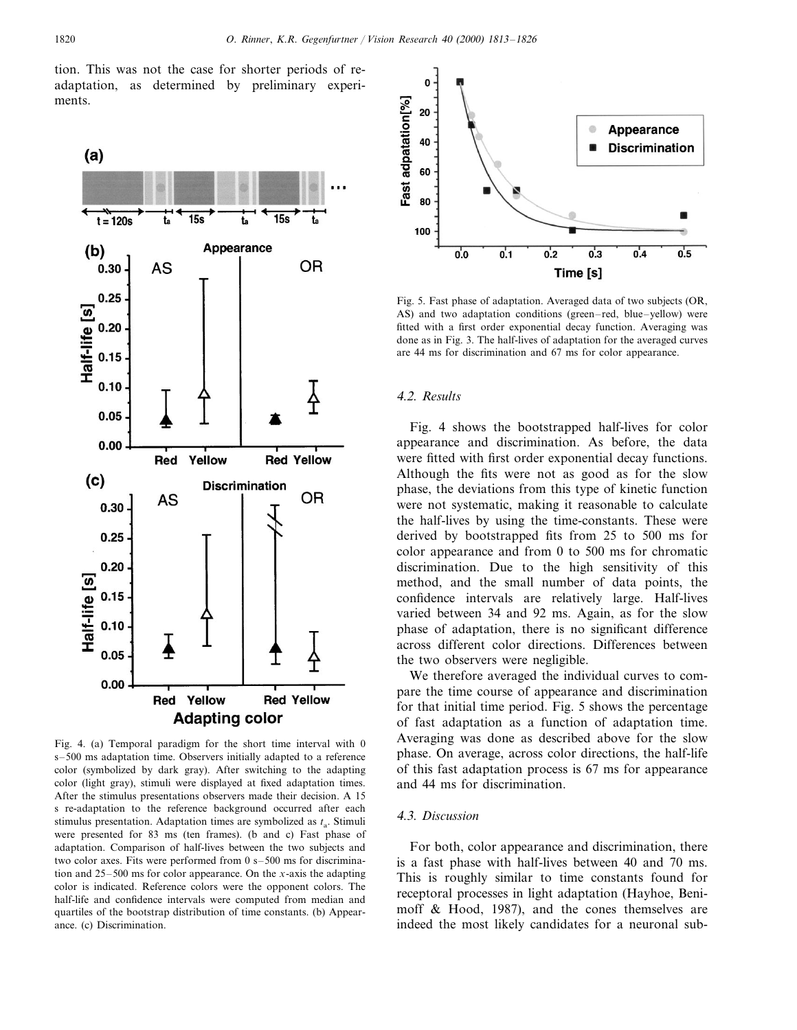tion. This was not the case for shorter periods of re-adaptation, as determined by preliminary experiments.

Fig. 4. (a) Temporal paradigm for the short time interval with 0 s–500 ms adaptation time. Observers initially adapted to a reference color (symbolized by dark gray). After switching to the adapting color (light gray), stimuli were displayed at fixed adaptation times. After the stimulus presentations observers made their decision. A 15 s re-adaptation to the reference background occurred after each stimulus presentation. Adaptation times are symbolized as $t_a$. Stimuli were presented for 83 ms (ten frames). (b and c) Fast phase of adaptation. Comparison of half-lives between the two subjects and two color axes. Fits were performed from 0 s–500 ms for discrimination and 25–500 ms for color appearance. On the $x$-axis the adapting color is indicated. Reference colors were the opponent colors. The half-life and confidence intervals were computed from median and quartiles of the bootstrap distribution of time constants. (b) Appearance. (c) Discrimination.

Fig. 5. Fast phase of adaptation. Averaged data of two subjects (OR, AS) and two adaptation conditions (green–red, blue–yellow) were fitted with a first order exponential decay function. Averaging was done as in Fig. 3. The half-lives of adaptation for the averaged curves are 44 ms for discrimination and 67 ms for color appearance.

### 4.2. Results

Fig. 4 shows the bootstrapped half-lives for color appearance and discrimination. As before, the data were fitted with first order exponential decay functions. Although the fits were not as good as for the slow phase, the deviations from this type of kinetic function were not systematic, making it reasonable to calculate the half-lives by using the time-constants. These were derived by bootstrapped fits from 25 to 500 ms for color appearance and from 0 to 500 ms for chromatic discrimination. Due to the high sensitivity of this method, and the small number of data points, the confidence intervals are relatively large. Half-lives varied between 34 and 92 ms. Again, as for the slow phase of adaptation, there is no significant difference across different color directions. Differences between the two observers were negligible.

We therefore averaged the individual curves to compare the time course of appearance and discrimination for that initial time period. Fig. 5 shows the percentage of fast adaptation as a function of adaptation time. Averaging was done as described above for the slow phase. On average, across color directions, the half-life of this fast adaptation process is 67 ms for appearance and 44 ms for discrimination.

### 4.3. Discussion

For both, color appearance and discrimination, there is a fast phase with half-lives between 40 and 70 ms. This is roughly similar to time constants found for receptoral processes in light adaptation (Hayhoe, Benimoff & Hood, 1987), and the cones themselves are indeed the most likely candidates for a neuronal sub-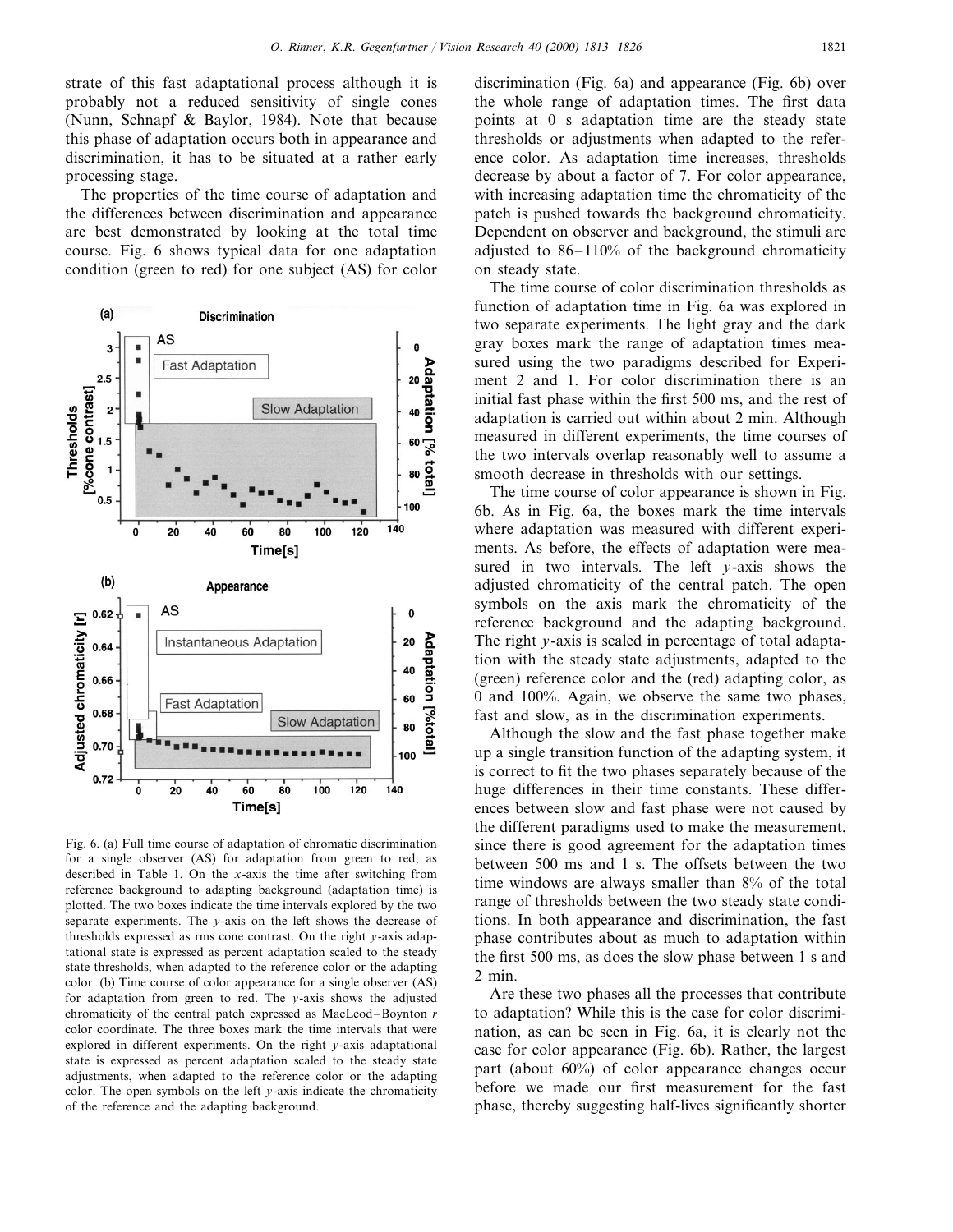strate of this fast adaptational process although it is probably not a reduced sensitivity of single cones (Nunn, Schnapf & Baylor, 1984). Note that because this phase of adaptation occurs both in appearance and discrimination, it has to be situated at a rather early processing stage.

The properties of the time course of adaptation and the differences between discrimination and appearance are best demonstrated by looking at the total time course. Fig. 6 shows typical data for one adaptation condition (green to red) for one subject (AS) for color discrimination (Fig. 6a) and appearance (Fig. 6b) over the whole range of adaptation times. The first data points at 0 s adaptation time are the steady state thresholds or adjustments when adapted to the reference color. As adaptation time increases, thresholds decrease by about a factor of 7. For color appearance, with increasing adaptation time the chromaticity of the patch is pushed towards the background chromaticity. Dependent on observer and background, the stimuli are adjusted to 86–110% of the background chromaticity on steady state.

Fig. 6. (a) Full time course of adaptation of chromatic discrimination for a single observer (AS) for adaptation from green to red, as described in Table 1. On the $x$-axis the time after switching from reference background to adapting background (adaptation time) is plotted. The two boxes indicate the time intervals explored by the two separate experiments. The $y$-axis on the left shows the decrease of thresholds expressed as rms cone contrast. On the right $y$-axis adaptational state is expressed as percent adaptation scaled to the steady state thresholds, when adapted to the reference color or the adapting color. (b) Time course of color appearance for a single observer (AS) for adaptation from green to red. The $y$-axis shows the adjusted chromaticity of the central patch expressed as MacLeod–Boynton $r$ color coordinate. The three boxes mark the time intervals that were explored in different experiments. On the right $y$-axis adaptational state is expressed as percent adaptation scaled to the steady state adjustments, when adapted to the reference color or the adapting color. The open symbols on the left $y$-axis indicate the chromaticity of the reference and the adapting background.

The time course of color discrimination thresholds as function of adaptation time in Fig. 6a was explored in two separate experiments. The light gray and the dark gray boxes mark the range of adaptation times measured using the two paradigms described for Experiment 2 and 1. For color discrimination there is an initial fast phase within the first 500 ms, and the rest of adaptation is carried out within about 2 min. Although measured in different experiments, the time courses of the two intervals overlap reasonably well to assume a smooth decrease in thresholds with our settings.

The time course of color appearance is shown in Fig. 6b. As in Fig. 6a, the boxes mark the time intervals where adaptation was measured with different experiments. As before, the effects of adaptation were measured in two intervals. The left $y$-axis shows the adjusted chromaticity of the central patch. The open symbols on the axis mark the chromaticity of the reference background and the adapting background. The right $y$-axis is scaled in percentage of total adaptation with the steady state adjustments, adapted to the (green) reference color and the (red) adapting color, as 0 and 100%. Again, we observe the same two phases, fast and slow, as in the discrimination experiments.

Although the slow and the fast phase together make up a single transition function of the adapting system, it is correct to fit the two phases separately because of the huge differences in their time constants. These differences between slow and fast phase were not caused by the different paradigms used to make the measurement, since there is good agreement for the adaptation times between 500 ms and 1 s. The offsets between the two time windows are always smaller than 8% of the total range of thresholds between the two steady state conditions. In both appearance and discrimination, the fast phase contributes about as much to adaptation within the first 500 ms, as does the slow phase between 1 s and 2 min.

Are these two phases all the processes that contribute to adaptation? While this is the case for color discrimination, as can be seen in Fig. 6a, it is clearly not the case for color appearance (Fig. 6b). Rather, the largest part (about 60%) of color appearance changes occur before we made our first measurement for the fast phase, thereby suggesting half-lives significantly shorter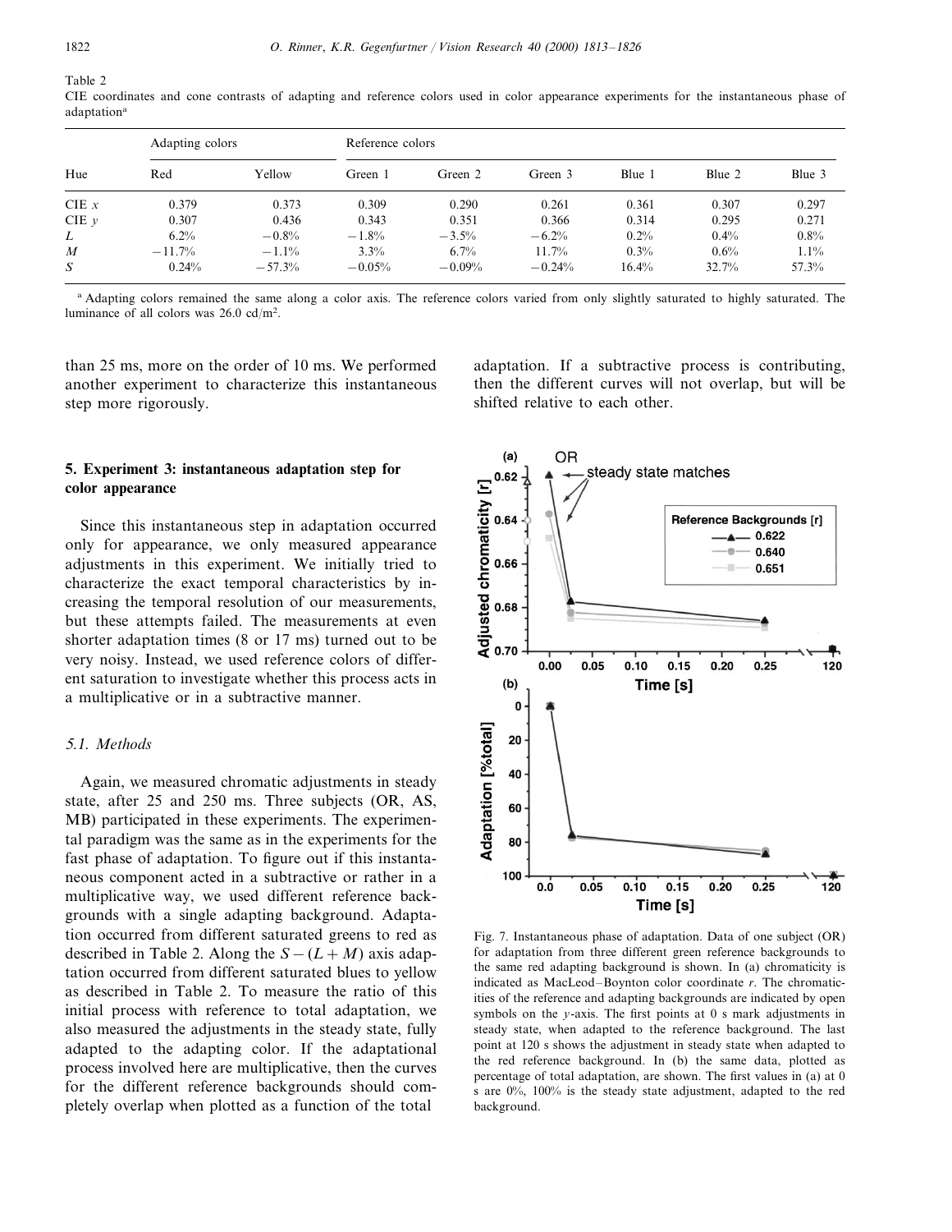Table 2
CIE coordinates and cone contrasts of adapting and reference colors used in color appearance experiments for the instantaneous phase of adaptation[a]

| Hue | Adapting colors | | Reference colors | | | | | |
|---|---|---|---|---|---|---|---|---|
| | Red | Yellow | Green 1 | Green 2 | Green 3 | Blue 1 | Blue 2 | Blue 3 |
| CIE $x$ | 0.379 | 0.373 | 0.309 | 0.290 | 0.261 | 0.361 | 0.307 | 0.297 |
| CIE $y$ | 0.307 | 0.436 | 0.343 | 0.351 | 0.366 | 0.314 | 0.295 | 0.271 |
| $L$ | 6.2% | −0.8% | −1.8% | −3.5% | −6.2% | 0.2% | 0.4% | 0.8% |
| $M$ | −11.7% | −1.1% | 3.3% | 6.7% | 11.7% | 0.3% | 0.6% | 1.1% |
| $S$ | 0.24% | −57.3% | −0.05% | −0.09% | −0.24% | 16.4% | 32.7% | 57.3% |

[a] Adapting colors remained the same along a color axis. The reference colors varied from only slightly saturated to highly saturated. The luminance of all colors was 26.0 cd/m$^2$.

than 25 ms, more on the order of 10 ms. We performed another experiment to characterize this instantaneous step more rigorously.

## 5. Experiment 3: instantaneous adaptation step for color appearance

Since this instantaneous step in adaptation occurred only for appearance, we only measured appearance adjustments in this experiment. We initially tried to characterize the exact temporal characteristics by increasing the temporal resolution of our measurements, but these attempts failed. The measurements at even shorter adaptation times (8 or 17 ms) turned out to be very noisy. Instead, we used reference colors of different saturation to investigate whether this process acts in a multiplicative or in a subtractive manner.

### 5.1. Methods

Again, we measured chromatic adjustments in steady state, after 25 and 250 ms. Three subjects (OR, AS, MB) participated in these experiments. The experimental paradigm was the same as in the experiments for the fast phase of adaptation. To figure out if this instantaneous component acted in a subtractive or rather in a multiplicative way, we used different reference backgrounds with a single adapting background. Adaptation occurred from different saturated greens to red as described in Table 2. Along the $S-(L+M)$ axis adaptation occurred from different saturated blues to yellow as described in Table 2. To measure the ratio of this initial process with reference to total adaptation, we also measured the adjustments in the steady state, fully adapted to the adapting color. If the adaptational process involved here are multiplicative, then the curves for the different reference backgrounds should completely overlap when plotted as a function of the total adaptation. If a subtractive process is contributing, then the different curves will not overlap, but will be shifted relative to each other.

Fig. 7. Instantaneous phase of adaptation. Data of one subject (OR) for adaptation from three different green reference backgrounds to the same red adapting background is shown. In (a) chromaticity is indicated as MacLeod–Boynton color coordinate $r$. The chromaticities of the reference and adapting backgrounds are indicated by open symbols on the $y$-axis. The first points at 0 s mark adjustments in steady state, when adapted to the reference background. The last point at 120 s shows the adjustment in steady state when adapted to the red reference background. In (b) the same data, plotted as percentage of total adaptation, are shown. The first values in (a) at 0 s are 0%, 100% is the steady state adjustment, adapted to the red background.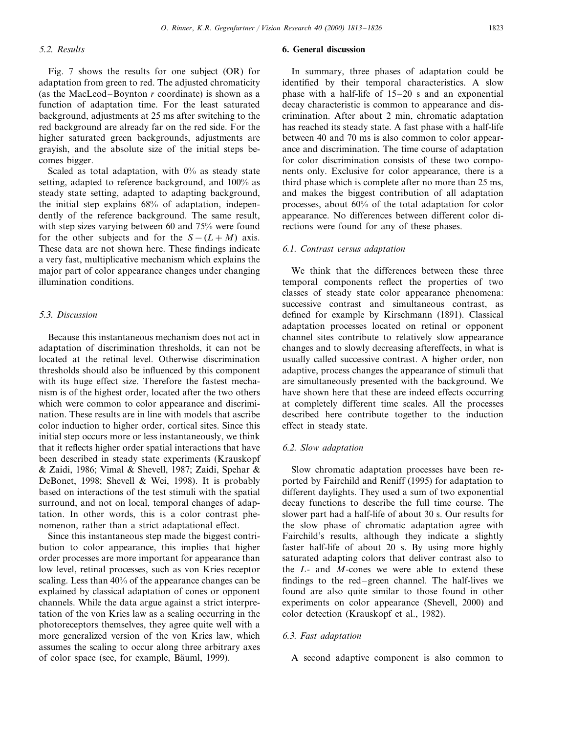### 5.2. Results

Fig. 7 shows the results for one subject (OR) for adaptation from green to red. The adjusted chromaticity (as the MacLeod–Boynton $r$ coordinate) is shown as a function of adaptation time. For the least saturated background, adjustments at 25 ms after switching to the red background are already far on the red side. For the higher saturated green backgrounds, adjustments are grayish, and the absolute size of the initial steps becomes bigger.

Scaled as total adaptation, with 0% as steady state setting, adapted to reference background, and 100% as steady state setting, adapted to adapting background, the initial step explains 68% of adaptation, independently of the reference background. The same result, with step sizes varying between 60 and 75% were found for the other subjects and for the $S-(L+M)$ axis. These data are not shown here. These findings indicate a very fast, multiplicative mechanism which explains the major part of color appearance changes under changing illumination conditions.

### 5.3. Discussion

Because this instantaneous mechanism does not act in adaptation of discrimination thresholds, it can not be located at the retinal level. Otherwise discrimination thresholds should also be influenced by this component with its huge effect size. Therefore the fastest mechanism is of the highest order, located after the two others which were common to color appearance and discrimination. These results are in line with models that ascribe color induction to higher order, cortical sites. Since this initial step occurs more or less instantaneously, we think that it reflects higher order spatial interactions that have been described in steady state experiments (Krauskopf & Zaidi, 1986; Vimal & Shevell, 1987; Zaidi, Spehar & DeBonet, 1998; Shevell & Wei, 1998). It is probably based on interactions of the test stimuli with the spatial surround, and not on local, temporal changes of adaptation. In other words, this is a color contrast phenomenon, rather than a strict adaptational effect.

Since this instantaneous step made the biggest contribution to color appearance, this implies that higher order processes are more important for appearance than low level, retinal processes, such as von Kries receptor scaling. Less than 40% of the appearance changes can be explained by classical adaptation of cones or opponent channels. While the data argue against a strict interpretation of the von Kries law as a scaling occurring in the photoreceptors themselves, they agree quite well with a more generalized version of the von Kries law, which assumes the scaling to occur along three arbitrary axes of color space (see, for example, Bäuml, 1999).

## 6. General discussion

In summary, three phases of adaptation could be identified by their temporal characteristics. A slow phase with a half-life of 15–20 s and an exponential decay characteristic is common to appearance and discrimination. After about 2 min, chromatic adaptation has reached its steady state. A fast phase with a half-life between 40 and 70 ms is also common to color appearance and discrimination. The time course of adaptation for color discrimination consists of these two components only. Exclusive for color appearance, there is a third phase which is complete after no more than 25 ms, and makes the biggest contribution of all adaptation processes, about 60% of the total adaptation for color appearance. No differences between different color directions were found for any of these phases.

### 6.1. Contrast versus adaptation

We think that the differences between these three temporal components reflect the properties of two classes of steady state color appearance phenomena: successive contrast and simultaneous contrast, as defined for example by Kirschmann (1891). Classical adaptation processes located on retinal or opponent channel sites contribute to relatively slow appearance changes and to slowly decreasing aftereffects, in what is usually called successive contrast. A higher order, non adaptive, process changes the appearance of stimuli that are simultaneously presented with the background. We have shown here that these are indeed effects occurring at completely different time scales. All the processes described here contribute together to the induction effect in steady state.

### 6.2. Slow adaptation

Slow chromatic adaptation processes have been reported by Fairchild and Reniff (1995) for adaptation to different daylights. They used a sum of two exponential decay functions to describe the full time course. The slower part had a half-life of about 30 s. Our results for the slow phase of chromatic adaptation agree with Fairchild's results, although they indicate a slightly faster half-life of about 20 s. By using more highly saturated adapting colors that deliver contrast also to the $L$- and $M$-cones we were able to extend these findings to the red–green channel. The half-lives we found are also quite similar to those found in other experiments on color appearance (Shevell, 2000) and color detection (Krauskopf et al., 1982).

### 6.3. Fast adaptation

A second adaptive component is also common to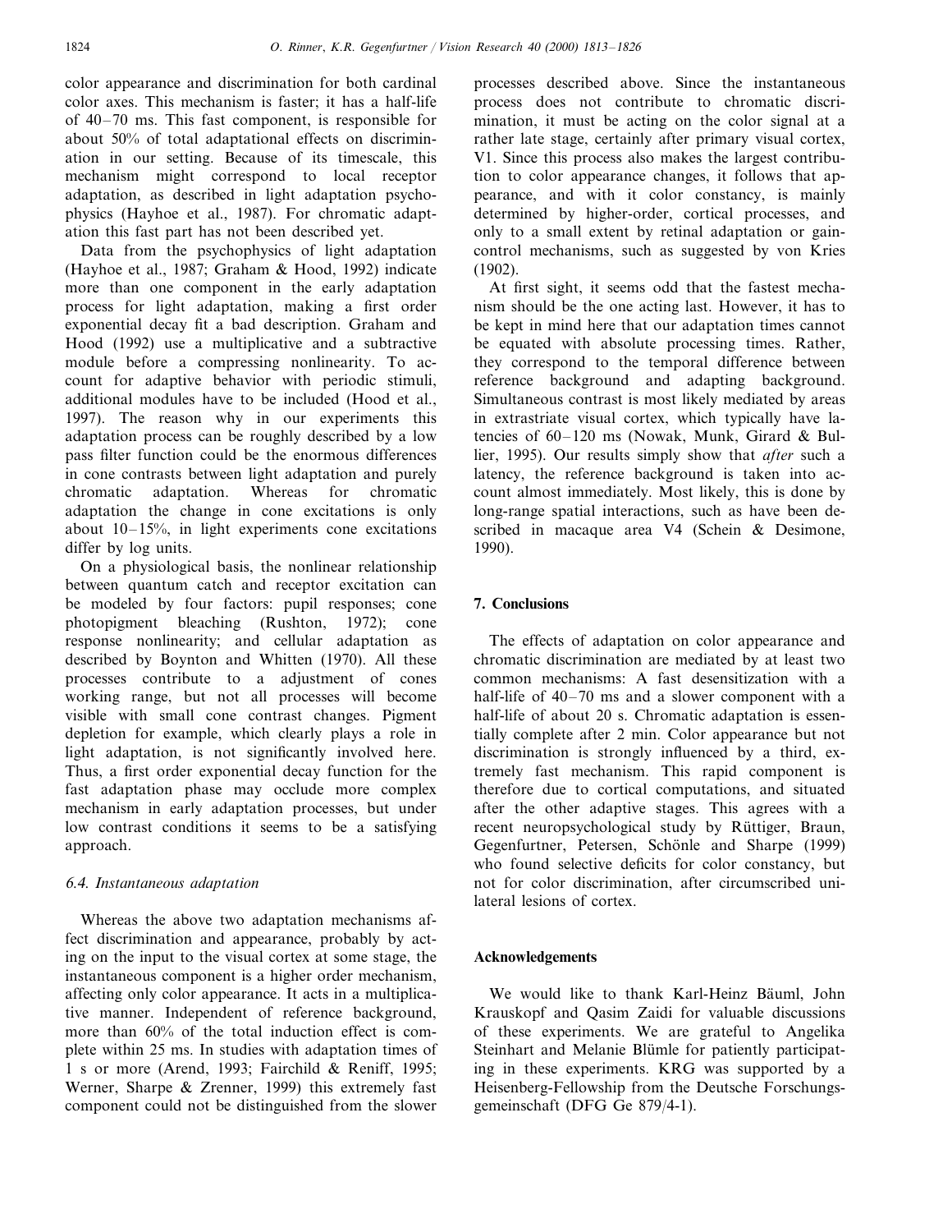color appearance and discrimination for both cardinal color axes. This mechanism is faster; it has a half-life of 40–70 ms. This fast component, is responsible for about 50% of total adaptational effects on discrimination in our setting. Because of its timescale, this mechanism might correspond to local receptor adaptation, as described in light adaptation psychophysics (Hayhoe et al., 1987). For chromatic adaptation this fast part has not been described yet.

Data from the psychophysics of light adaptation (Hayhoe et al., 1987; Graham & Hood, 1992) indicate more than one component in the early adaptation process for light adaptation, making a first order exponential decay fit a bad description. Graham and Hood (1992) use a multiplicative and a subtractive module before a compressing nonlinearity. To account for adaptive behavior with periodic stimuli, additional modules have to be included (Hood et al., 1997). The reason why in our experiments this adaptation process can be roughly described by a low pass filter function could be the enormous differences in cone contrasts between light adaptation and purely chromatic adaptation. Whereas for chromatic adaptation the change in cone excitations is only about 10–15%, in light experiments cone excitations differ by log units.

On a physiological basis, the nonlinear relationship between quantum catch and receptor excitation can be modeled by four factors: pupil responses; cone photopigment bleaching (Rushton, 1972); cone response nonlinearity; and cellular adaptation as described by Boynton and Whitten (1970). All these processes contribute to a adjustment of cones working range, but not all processes will become visible with small cone contrast changes. Pigment depletion for example, which clearly plays a role in light adaptation, is not significantly involved here. Thus, a first order exponential decay function for the fast adaptation phase may occlude more complex mechanism in early adaptation processes, but under low contrast conditions it seems to be a satisfying approach.

### 6.4. Instantaneous adaptation

Whereas the above two adaptation mechanisms affect discrimination and appearance, probably by acting on the input to the visual cortex at some stage, the instantaneous component is a higher order mechanism, affecting only color appearance. It acts in a multiplicative manner. Independent of reference background, more than 60% of the total induction effect is complete within 25 ms. In studies with adaptation times of 1 s or more (Arend, 1993; Fairchild & Reniff, 1995; Werner, Sharpe & Zrenner, 1999) this extremely fast component could not be distinguished from the slower processes described above. Since the instantaneous process does not contribute to chromatic discrimination, it must be acting on the color signal at a rather late stage, certainly after primary visual cortex, V1. Since this process also makes the largest contribution to color appearance changes, it follows that appearance, and with it color constancy, is mainly determined by higher-order, cortical processes, and only to a small extent by retinal adaptation or gain-control mechanisms, such as suggested by von Kries (1902).

At first sight, it seems odd that the fastest mechanism should be the one acting last. However, it has to be kept in mind here that our adaptation times cannot be equated with absolute processing times. Rather, they correspond to the temporal difference between reference background and adapting background. Simultaneous contrast is most likely mediated by areas in extrastriate visual cortex, which typically have latencies of 60–120 ms (Nowak, Munk, Girard & Bullier, 1995). Our results simply show that *after* such a latency, the reference background is taken into account almost immediately. Most likely, this is done by long-range spatial interactions, such as have been described in macaque area V4 (Schein & Desimone, 1990).

## 7. Conclusions

The effects of adaptation on color appearance and chromatic discrimination are mediated by at least two common mechanisms: A fast desensitization with a half-life of 40–70 ms and a slower component with a half-life of about 20 s. Chromatic adaptation is essentially complete after 2 min. Color appearance but not discrimination is strongly influenced by a third, extremely fast mechanism. This rapid component is therefore due to cortical computations, and situated after the other adaptive stages. This agrees with a recent neuropsychological study by Rüttiger, Braun, Gegenfurtner, Petersen, Schönle and Sharpe (1999) who found selective deficits for color constancy, but not for color discrimination, after circumscribed unilateral lesions of cortex.

## Acknowledgements

We would like to thank Karl-Heinz Bäuml, John Krauskopf and Qasim Zaidi for valuable discussions of these experiments. We are grateful to Angelika Steinhart and Melanie Blümle for patiently participating in these experiments. KRG was supported by a Heisenberg-Fellowship from the Deutsche Forschungsgemeinschaft (DFG Ge 879/4-1).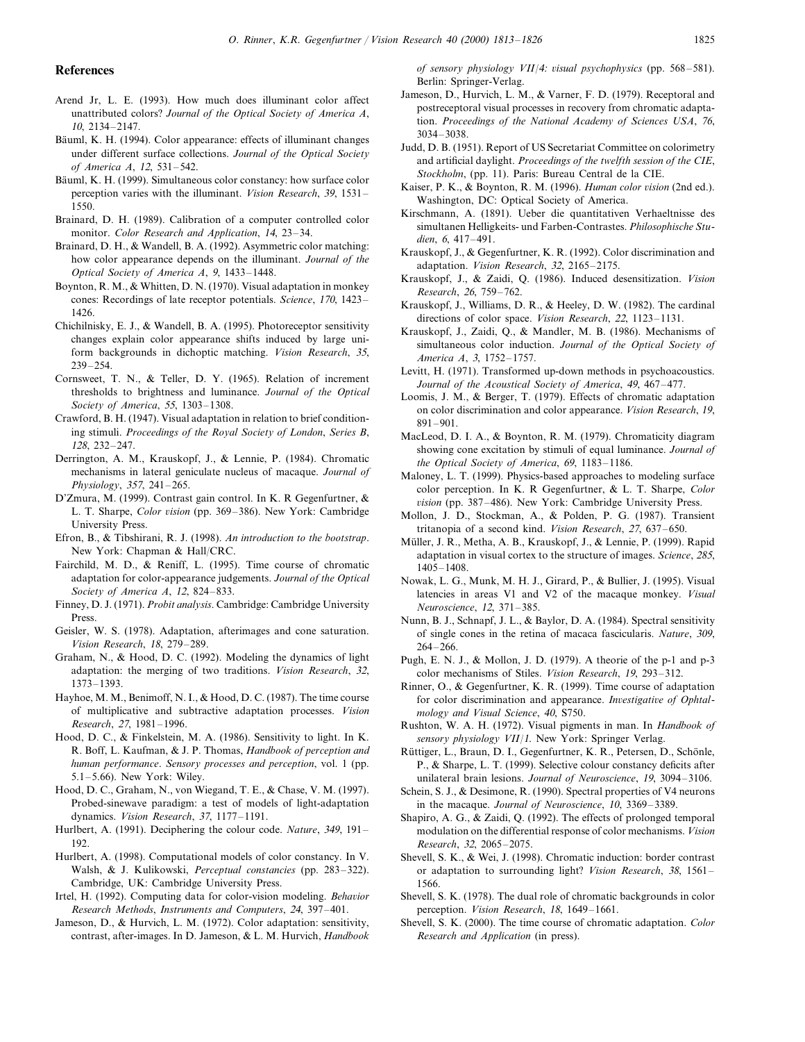## References

Arend Jr, L. E. (1993). How much does illuminant color affect unattributed colors? *Journal of the Optical Society of America A*, *10*, 2134–2147.

Bäuml, K. H. (1994). Color appearance: effects of illuminant changes under different surface collections. *Journal of the Optical Society of America A*, *12*, 531–542.

Bäuml, K. H. (1999). Simultaneous color constancy: how surface color perception varies with the illuminant. *Vision Research*, *39*, 1531–1550.

Brainard, D. H. (1989). Calibration of a computer controlled color monitor. *Color Research and Application*, *14*, 23–34.

Brainard, D. H., & Wandell, B. A. (1992). Asymmetric color matching: how color appearance depends on the illuminant. *Journal of the Optical Society of America A*, *9*, 1433–1448.

Boynton, R. M., & Whitten, D. N. (1970). Visual adaptation in monkey cones: Recordings of late receptor potentials. *Science*, *170*, 1423–1426.

Chichilnisky, E. J., & Wandell, B. A. (1995). Photoreceptor sensitivity changes explain color appearance shifts induced by large uniform backgrounds in dichoptic matching. *Vision Research*, *35*, 239–254.

Cornsweet, T. N., & Teller, D. Y. (1965). Relation of increment thresholds to brightness and luminance. *Journal of the Optical Society of America*, *55*, 1303–1308.

Crawford, B. H. (1947). Visual adaptation in relation to brief conditioning stimuli. *Proceedings of the Royal Society of London*, *Series B*, *128*, 232–247.

Derrington, A. M., Krauskopf, J., & Lennie, P. (1984). Chromatic mechanisms in lateral geniculate nucleus of macaque. *Journal of Physiology*, *357*, 241–265.

D'Zmura, M. (1999). Contrast gain control. In K. R Gegenfurtner, & L. T. Sharpe, *Color vision* (pp. 369–386). New York: Cambridge University Press.

Efron, B., & Tibshirani, R. J. (1998). *An introduction to the bootstrap*. New York: Chapman & Hall/CRC.

Fairchild, M. D., & Reniff, L. (1995). Time course of chromatic adaptation for color-appearance judgements. *Journal of the Optical Society of America A*, *12*, 824–833.

Finney, D. J. (1971). *Probit analysis*. Cambridge: Cambridge University Press.

Geisler, W. S. (1978). Adaptation, afterimages and cone saturation. *Vision Research*, *18*, 279–289.

Graham, N., & Hood, D. C. (1992). Modeling the dynamics of light adaptation: the merging of two traditions. *Vision Research*, *32*, 1373–1393.

Hayhoe, M. M., Benimoff, N. I., & Hood, D. C. (1987). The time course of multiplicative and subtractive adaptation processes. *Vision Research*, *27*, 1981–1996.

Hood, D. C., & Finkelstein, M. A. (1986). Sensitivity to light. In K. R. Boff, L. Kaufman, & J. P. Thomas, *Handbook of perception and human performance*. *Sensory processes and perception*, vol. 1 (pp. 5.1–5.66). New York: Wiley.

Hood, D. C., Graham, N., von Wiegand, T. E., & Chase, V. M. (1997). Probed-sinewave paradigm: a test of models of light-adaptation dynamics. *Vision Research*, *37*, 1177–1191.

Hurlbert, A. (1991). Deciphering the colour code. *Nature*, *349*, 191–192.

Hurlbert, A. (1998). Computational models of color constancy. In V. Walsh, & J. Kulikowski, *Perceptual constancies* (pp. 283–322). Cambridge, UK: Cambridge University Press.

Irtel, H. (1992). Computing data for color-vision modeling. *Behavior Research Methods*, *Instruments and Computers*, *24*, 397–401.

Jameson, D., & Hurvich, L. M. (1972). Color adaptation: sensitivity, contrast, after-images. In D. Jameson, & L. M. Hurvich, *Handbook of sensory physiology VII/4: visual psychophysics* (pp. 568–581). Berlin: Springer-Verlag.

Jameson, D., Hurvich, L. M., & Varner, F. D. (1979). Receptoral and postreceptoral visual processes in recovery from chromatic adaptation. *Proceedings of the National Academy of Sciences USA*, *76*, 3034–3038.

Judd, D. B. (1951). Report of US Secretariat Committee on colorimetry and artificial daylight. *Proceedings of the twelfth session of the CIE*, *Stockholm*, (pp. 11). Paris: Bureau Central de la CIE.

Kaiser, P. K., & Boynton, R. M. (1996). *Human color vision* (2nd ed.). Washington, DC: Optical Society of America.

Kirschmann, A. (1891). Ueber die quantitativen Verhaeltnisse des simultanen Helligkeits- und Farben-Contrastes. *Philosophische Studien*, *6*, 417–491.

Krauskopf, J., & Gegenfurtner, K. R. (1992). Color discrimination and adaptation. *Vision Research*, *32*, 2165–2175.

Krauskopf, J., & Zaidi, Q. (1986). Induced desensitization. *Vision Research*, *26*, 759–762.

Krauskopf, J., Williams, D. R., & Heeley, D. W. (1982). The cardinal directions of color space. *Vision Research*, *22*, 1123–1131.

Krauskopf, J., Zaidi, Q., & Mandler, M. B. (1986). Mechanisms of simultaneous color induction. *Journal of the Optical Society of America A*, *3*, 1752–1757.

Levitt, H. (1971). Transformed up-down methods in psychoacoustics. *Journal of the Acoustical Society of America*, *49*, 467–477.

Loomis, J. M., & Berger, T. (1979). Effects of chromatic adaptation on color discrimination and color appearance. *Vision Research*, *19*, 891–901.

MacLeod, D. I. A., & Boynton, R. M. (1979). Chromaticity diagram showing cone excitation by stimuli of equal luminance. *Journal of the Optical Society of America*, *69*, 1183–1186.

Maloney, L. T. (1999). Physics-based approaches to modeling surface color perception. In K. R Gegenfurtner, & L. T. Sharpe, *Color vision* (pp. 387–486). New York: Cambridge University Press.

Mollon, J. D., Stockman, A., & Polden, P. G. (1987). Transient tritanopia of a second kind. *Vision Research*, *27*, 637–650.

Müller, J. R., Metha, A. B., Krauskopf, J., & Lennie, P. (1999). Rapid adaptation in visual cortex to the structure of images. *Science*, *285*, 1405–1408.

Nowak, L. G., Munk, M. H. J., Girard, P., & Bullier, J. (1995). Visual latencies in areas V1 and V2 of the macaque monkey. *Visual Neuroscience*, *12*, 371–385.

Nunn, B. J., Schnapf, J. L., & Baylor, D. A. (1984). Spectral sensitivity of single cones in the retina of macaca fascicularis. *Nature*, *309*, 264–266.

Pugh, E. N. J., & Mollon, J. D. (1979). A theorie of the p-1 and p-3 color mechanisms of Stiles. *Vision Research*, *19*, 293–312.

Rinner, O., & Gegenfurtner, K. R. (1999). Time course of adaptation for color discrimination and appearance. *Investigative of Ophtalmology and Visual Science*, *40*, S750.

Rushton, W. A. H. (1972). Visual pigments in man. In *Handbook of sensory physiology VII/1*. New York: Springer Verlag.

Rüttiger, L., Braun, D. I., Gegenfurtner, K. R., Petersen, D., Schönle, P., & Sharpe, L. T. (1999). Selective colour constancy deficits after unilateral brain lesions. *Journal of Neuroscience*, *19*, 3094–3106.

Schein, S. J., & Desimone, R. (1990). Spectral properties of V4 neurons in the macaque. *Journal of Neuroscience*, *10*, 3369–3389.

Shapiro, A. G., & Zaidi, Q. (1992). The effects of prolonged temporal modulation on the differential response of color mechanisms. *Vision Research*, *32*, 2065–2075.

Shevell, S. K., & Wei, J. (1998). Chromatic induction: border contrast or adaptation to surrounding light? *Vision Research*, *38*, 1561–1566.

Shevell, S. K. (1978). The dual role of chromatic backgrounds in color perception. *Vision Research*, *18*, 1649–1661.

Shevell, S. K. (2000). The time course of chromatic adaptation. *Color Research and Application* (in press).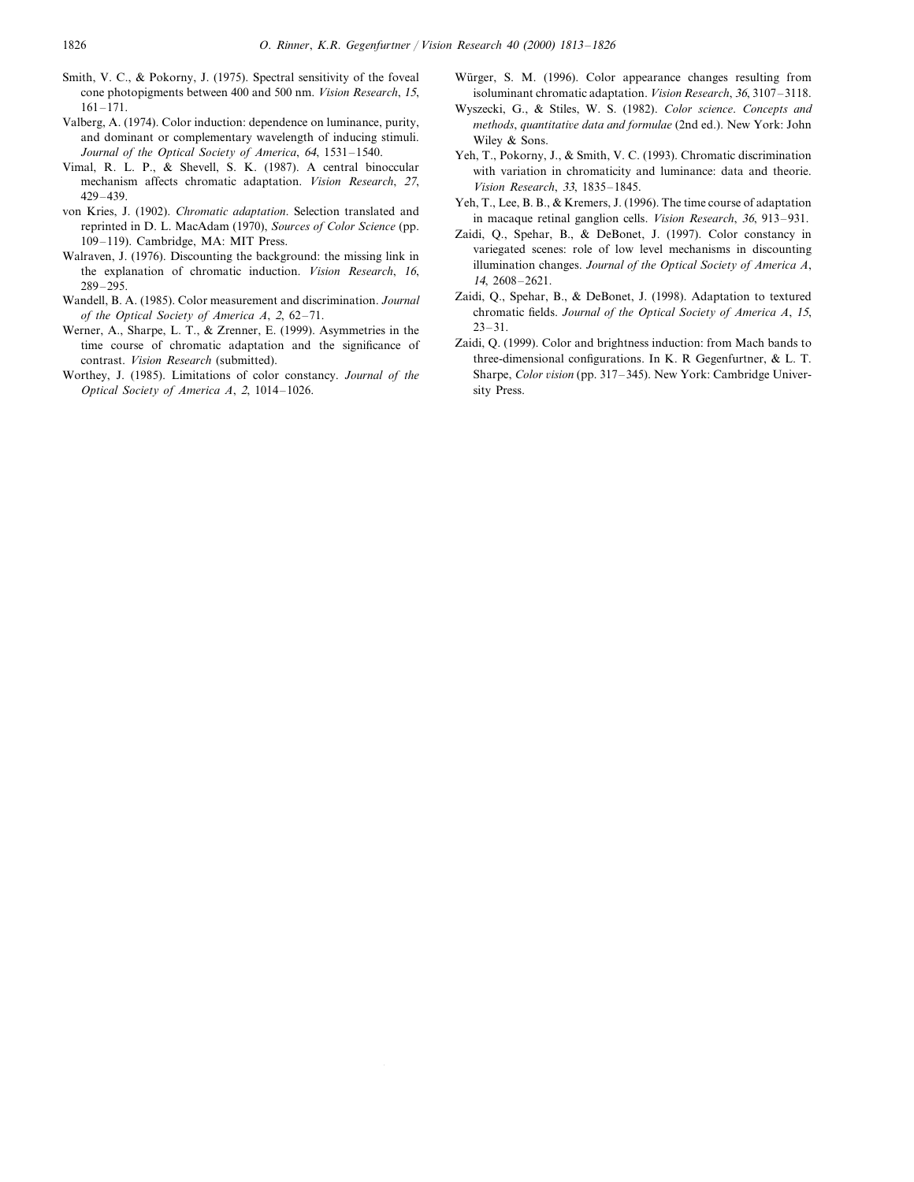Smith, V. C., & Pokorny, J. (1975). Spectral sensitivity of the foveal cone photopigments between 400 and 500 nm. *Vision Research*, *15*, 161–171.

Valberg, A. (1974). Color induction: dependence on luminance, purity, and dominant or complementary wavelength of inducing stimuli. *Journal of the Optical Society of America*, *64*, 1531–1540.

Vimal, R. L. P., & Shevell, S. K. (1987). A central binoccular mechanism affects chromatic adaptation. *Vision Research*, *27*, 429–439.

von Kries, J. (1902). *Chromatic adaptation*. Selection translated and reprinted in D. L. MacAdam (1970), *Sources of Color Science* (pp. 109–119). Cambridge, MA: MIT Press.

Walraven, J. (1976). Discounting the background: the missing link in the explanation of chromatic induction. *Vision Research*, *16*, 289–295.

Wandell, B. A. (1985). Color measurement and discrimination. *Journal of the Optical Society of America A*, *2*, 62–71.

Werner, A., Sharpe, L. T., & Zrenner, E. (1999). Asymmetries in the time course of chromatic adaptation and the significance of contrast. *Vision Research* (submitted).

Worthey, J. (1985). Limitations of color constancy. *Journal of the Optical Society of America A*, *2*, 1014–1026.

Würger, S. M. (1996). Color appearance changes resulting from isoluminant chromatic adaptation. *Vision Research*, *36*, 3107–3118.

Wyszecki, G., & Stiles, W. S. (1982). *Color science. Concepts and methods, quantitative data and formulae* (2nd ed.). New York: John Wiley & Sons.

Yeh, T., Pokorny, J., & Smith, V. C. (1993). Chromatic discrimination with variation in chromaticity and luminance: data and theorie. *Vision Research*, *33*, 1835–1845.

Yeh, T., Lee, B. B., & Kremers, J. (1996). The time course of adaptation in macaque retinal ganglion cells. *Vision Research*, *36*, 913–931.

Zaidi, Q., Spehar, B., & DeBonet, J. (1997). Color constancy in variegated scenes: role of low level mechanisms in discounting illumination changes. *Journal of the Optical Society of America A*, *14*, 2608–2621.

Zaidi, Q., Spehar, B., & DeBonet, J. (1998). Adaptation to textured chromatic fields. *Journal of the Optical Society of America A*, *15*, 23–31.

Zaidi, Q. (1999). Color and brightness induction: from Mach bands to three-dimensional configurations. In K. R Gegenfurtner, & L. T. Sharpe, *Color vision* (pp. 317–345). New York: Cambridge University Press.